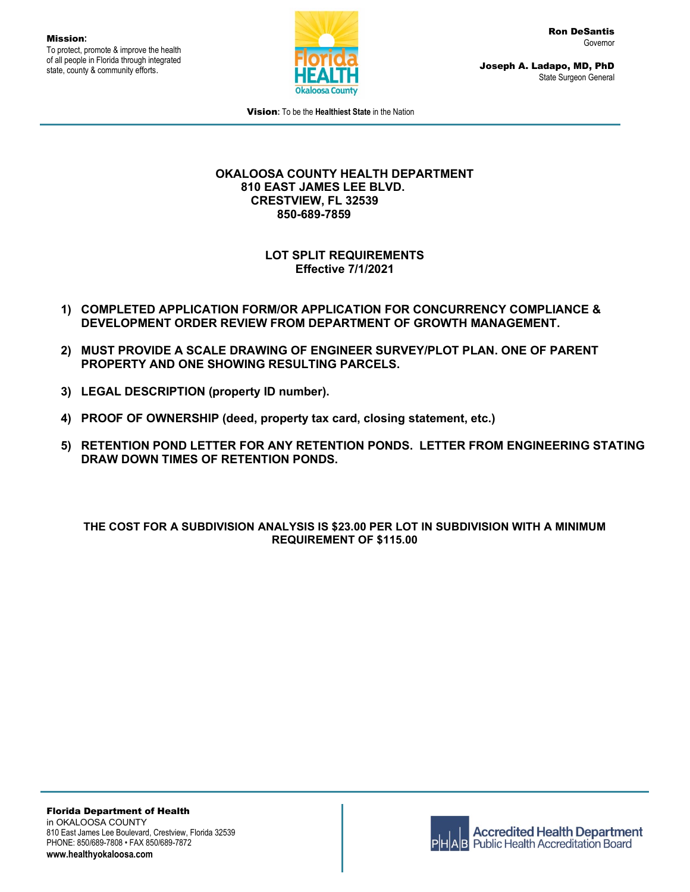**Mission:**
To protect, promote & improve the health of all people in Florida through integrated state, county & community efforts.

**Ron DeSantis**
Governor

**Joseph A. Ladapo, MD, PhD**
State Surgeon General

**Vision:** To be the **Healthiest State** in the Nation

**OKALOOSA COUNTY HEALTH DEPARTMENT**
**810 EAST JAMES LEE BLVD.**
**CRESTVIEW, FL 32539**
**850-689-7859**

## LOT SPLIT REQUIREMENTS
**Effective 7/1/2021**

1) **COMPLETED APPLICATION FORM/OR APPLICATION FOR CONCURRENCY COMPLIANCE & DEVELOPMENT ORDER REVIEW FROM DEPARTMENT OF GROWTH MANAGEMENT.**
2) **MUST PROVIDE A SCALE DRAWING OF ENGINEER SURVEY/PLOT PLAN. ONE OF PARENT PROPERTY AND ONE SHOWING RESULTING PARCELS.**
3) **LEGAL DESCRIPTION (property ID number).**
4) **PROOF OF OWNERSHIP (deed, property tax card, closing statement, etc.)**
5) **RETENTION POND LETTER FOR ANY RETENTION PONDS. LETTER FROM ENGINEERING STATING DRAW DOWN TIMES OF RETENTION PONDS.**

**THE COST FOR A SUBDIVISION ANALYSIS IS $23.00 PER LOT IN SUBDIVISION WITH A MINIMUM REQUIREMENT OF $115.00**

**Florida Department of Health**
in OKALOOSA COUNTY
810 East James Lee Boulevard, Crestview, Florida 32539
PHONE: 850/689-7808 • FAX 850/689-7872
**www.healthyokaloosa.com**

Accredited Health Department
Public Health Accreditation Board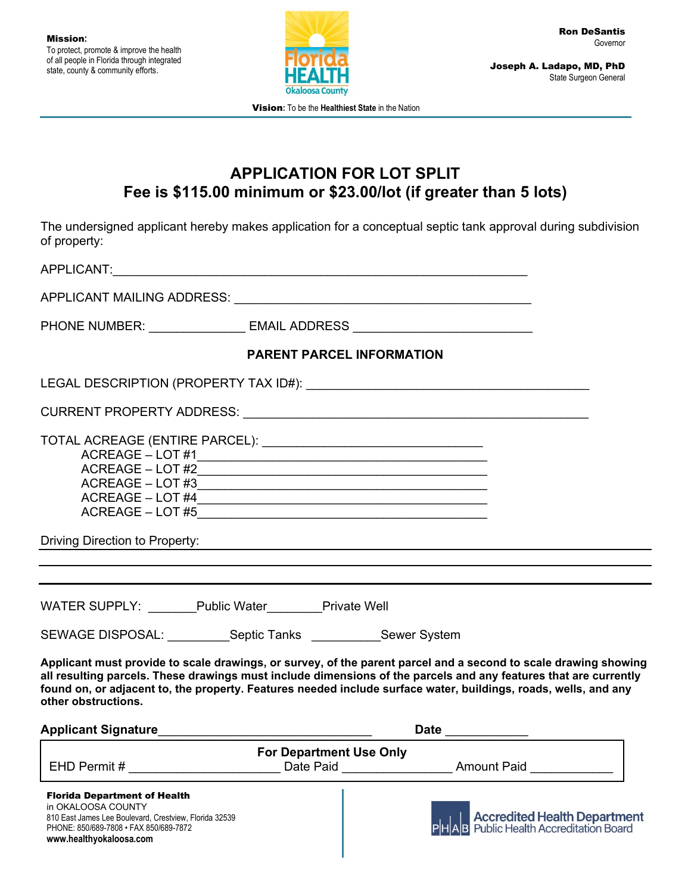Mission:
To protect, promote & improve the health of all people in Florida through integrated state, county & community efforts.

Florida HEALTH
Okaloosa County

Ron DeSantis
Governor

Joseph A. Ladapo, MD, PhD
State Surgeon General

**Vision:** To be the **Healthiest State** in the Nation

# APPLICATION FOR LOT SPLIT
## Fee is $115.00 minimum or $23.00/lot (if greater than 5 lots)

The undersigned applicant hereby makes application for a conceptual septic tank approval during subdivision of property:

APPLICANT:_______________________________________________________________

APPLICANT MAILING ADDRESS: ____________________________________________

PHONE NUMBER: _____________ EMAIL ADDRESS __________________________

**PARENT PARCEL INFORMATION**

LEGAL DESCRIPTION (PROPERTY TAX ID#): ________________________________________

CURRENT PROPERTY ADDRESS: _________________________________________________

TOTAL ACREAGE (ENTIRE PARCEL): ______________________________

ACREAGE – LOT #1_________________________________________

ACREAGE – LOT #2_________________________________________

ACREAGE – LOT #3_________________________________________

ACREAGE – LOT #4_________________________________________

ACREAGE – LOT #5_________________________________________

Driving Direction to Property: ______________________________________________________________

______________________________________________________________________________

______________________________________________________________________________

WATER SUPPLY: _______Public Water________Private Well

SEWAGE DISPOSAL: _________Septic Tanks __________Sewer System

**Applicant must provide to scale drawings, or survey, of the parent parcel and a second to scale drawing showing all resulting parcels. These drawings must include dimensions of the parcels and any features that are currently found on, or adjacent to, the property. Features needed include surface water, buildings, roads, wells, and any other obstructions.**

**Applicant Signature**______________________________ **Date** ____________

**For Department Use Only**

EHD Permit # _____________________ Date Paid _______________ Amount Paid ____________

**Florida Department of Health**
in OKALOOSA COUNTY
810 East James Lee Boulevard, Crestview, Florida 32539
PHONE: 850/689-7808 • FAX 850/689-7872
**www.healthyokaloosa.com**

PHAB Accredited Health Department
Public Health Accreditation Board